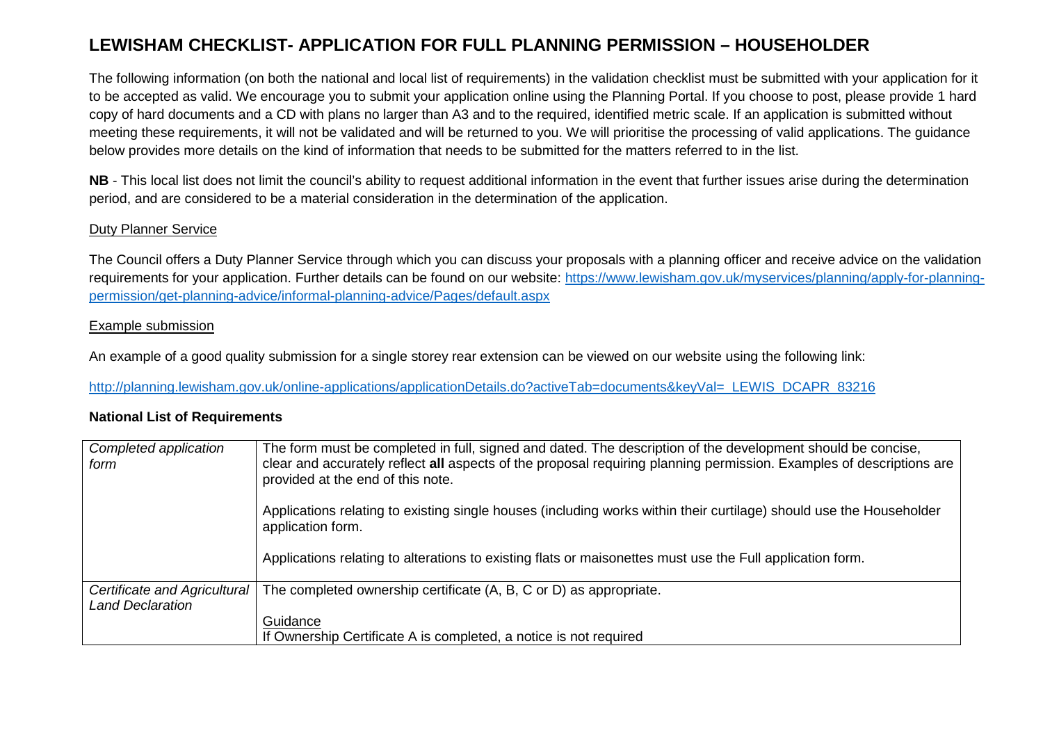# LEWISHAM CHECKLIST- APPLICATION FOR FULL PLANNING PERMISSION – HOUSEHOLDER

The following information (on both the national and local list of requirements) in the validation checklist must be submitted with your application for it to be accepted as valid. We encourage you to submit your application online using the Planning Portal. If you choose to post, please provide 1 hard copy of hard documents and a CD with plans no larger than A3 and to the required, identified metric scale. If an application is submitted without meeting these requirements, it will not be validated and will be returned to you. We will prioritise the processing of valid applications. The guidance below provides more details on the kind of information that needs to be submitted for the matters referred to in the list.

**NB** - This local list does not limit the council's ability to request additional information in the event that further issues arise during the determination period, and are considered to be a material consideration in the determination of the application.

<u>Duty Planner Service</u>

The Council offers a Duty Planner Service through which you can discuss your proposals with a planning officer and receive advice on the validation requirements for your application. Further details can be found on our website: [https://www.lewisham.gov.uk/myservices/planning/apply-for-planning-permission/get-planning-advice/informal-planning-advice/Pages/default.aspx](https://www.lewisham.gov.uk/myservices/planning/apply-for-planning-permission/get-planning-advice/informal-planning-advice/Pages/default.aspx)

<u>Example submission</u>

An example of a good quality submission for a single storey rear extension can be viewed on our website using the following link:

[http://planning.lewisham.gov.uk/online-applications/applicationDetails.do?activeTab=documents&keyVal=_LEWIS_DCAPR_83216](http://planning.lewisham.gov.uk/online-applications/applicationDetails.do?activeTab=documents&keyVal=_LEWIS_DCAPR_83216)

**National List of Requirements**

| | |
|---|---|
| *Completed application form* | The form must be completed in full, signed and dated. The description of the development should be concise, clear and accurately reflect **all** aspects of the proposal requiring planning permission. Examples of descriptions are provided at the end of this note.<br><br>Applications relating to existing single houses (including works within their curtilage) should use the Householder application form.<br><br>Applications relating to alterations to existing flats or maisonettes must use the Full application form. |
| *Certificate and Agricultural Land Declaration* | The completed ownership certificate (A, B, C or D) as appropriate.<br><br><u>Guidance</u><br>If Ownership Certificate A is completed, a notice is not required |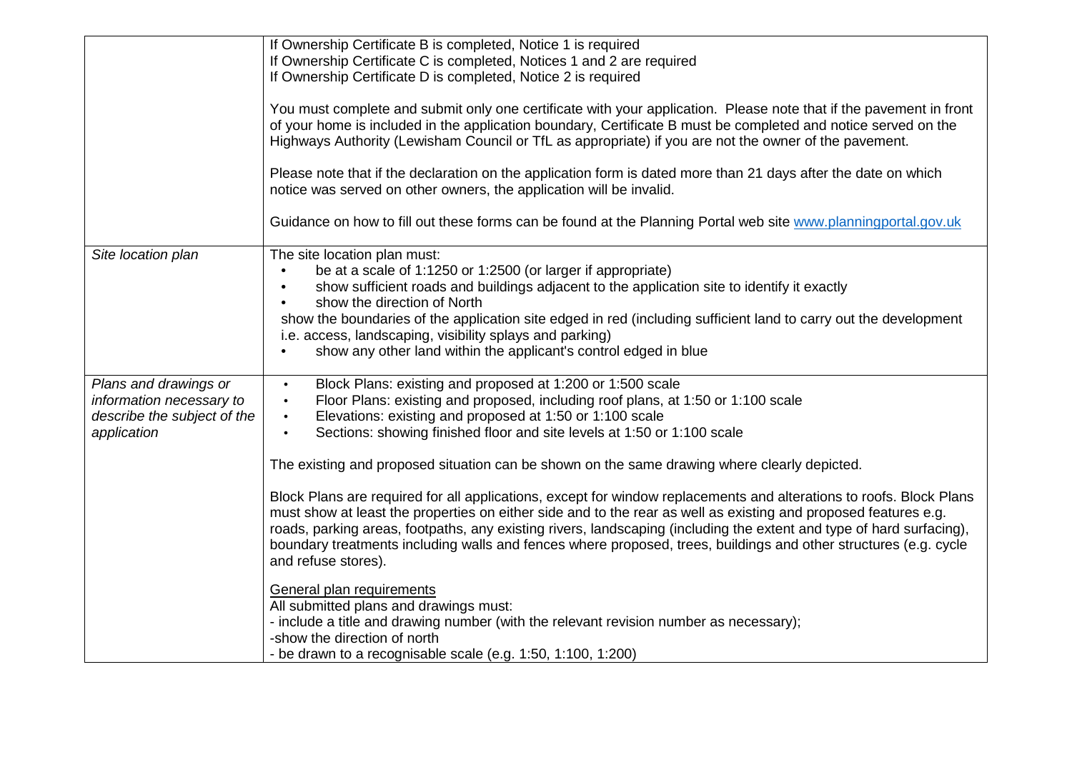| | |
|---|---|
| | If Ownership Certificate B is completed, Notice 1 is required<br>If Ownership Certificate C is completed, Notices 1 and 2 are required<br>If Ownership Certificate D is completed, Notice 2 is required<br><br>You must complete and submit only one certificate with your application. Please note that if the pavement in front of your home is included in the application boundary, Certificate B must be completed and notice served on the Highways Authority (Lewisham Council or TfL as appropriate) if you are not the owner of the pavement.<br><br>Please note that if the declaration on the application form is dated more than 21 days after the date on which notice was served on other owners, the application will be invalid.<br><br>Guidance on how to fill out these forms can be found at the Planning Portal web site [www.planningportal.gov.uk](http://www.planningportal.gov.uk) |
| *Site location plan* | The site location plan must:<br>• be at a scale of 1:1250 or 1:2500 (or larger if appropriate)<br>• show sufficient roads and buildings adjacent to the application site to identify it exactly<br>• show the direction of North<br>show the boundaries of the application site edged in red (including sufficient land to carry out the development i.e. access, landscaping, visibility splays and parking)<br>• show any other land within the applicant's control edged in blue |
| *Plans and drawings or information necessary to describe the subject of the application* | • Block Plans: existing and proposed at 1:200 or 1:500 scale<br>• Floor Plans: existing and proposed, including roof plans, at 1:50 or 1:100 scale<br>• Elevations: existing and proposed at 1:50 or 1:100 scale<br>• Sections: showing finished floor and site levels at 1:50 or 1:100 scale<br><br>The existing and proposed situation can be shown on the same drawing where clearly depicted.<br><br>Block Plans are required for all applications, except for window replacements and alterations to roofs. Block Plans must show at least the properties on either side and to the rear as well as existing and proposed features e.g. roads, parking areas, footpaths, any existing rivers, landscaping (including the extent and type of hard surfacing), boundary treatments including walls and fences where proposed, trees, buildings and other structures (e.g. cycle and refuse stores).<br><br><u>General plan requirements</u><br>All submitted plans and drawings must:<br>- include a title and drawing number (with the relevant revision number as necessary);<br>-show the direction of north<br>- be drawn to a recognisable scale (e.g. 1:50, 1:100, 1:200) |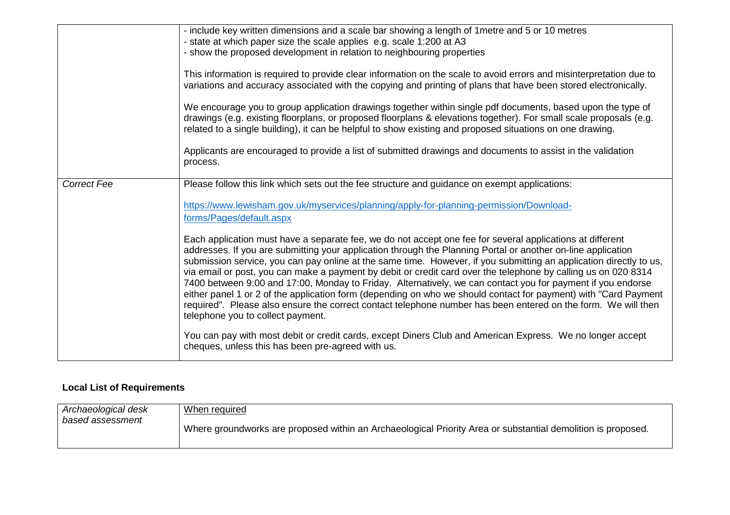| | |
|---|---|
| | - include key written dimensions and a scale bar showing a length of 1metre and 5 or 10 metres<br>- state at which paper size the scale applies e.g. scale 1:200 at A3<br>- show the proposed development in relation to neighbouring properties<br><br>This information is required to provide clear information on the scale to avoid errors and misinterpretation due to variations and accuracy associated with the copying and printing of plans that have been stored electronically.<br><br>We encourage you to group application drawings together within single pdf documents, based upon the type of drawings (e.g. existing floorplans, or proposed floorplans & elevations together). For small scale proposals (e.g. related to a single building), it can be helpful to show existing and proposed situations on one drawing.<br><br>Applicants are encouraged to provide a list of submitted drawings and documents to assist in the validation process. |
| *Correct Fee* | Please follow this link which sets out the fee structure and guidance on exempt applications:<br><br>https://www.lewisham.gov.uk/myservices/planning/apply-for-planning-permission/Download-forms/Pages/default.aspx<br><br>Each application must have a separate fee, we do not accept one fee for several applications at different addresses. If you are submitting your application through the Planning Portal or another on-line application submission service, you can pay online at the same time. However, if you submitting an application directly to us, via email or post, you can make a payment by debit or credit card over the telephone by calling us on 020 8314 7400 between 9:00 and 17:00, Monday to Friday. Alternatively, we can contact you for payment if you endorse either panel 1 or 2 of the application form (depending on who we should contact for payment) with "Card Payment required". Please also ensure the correct contact telephone number has been entered on the form. We will then telephone you to collect payment.<br><br>You can pay with most debit or credit cards, except Diners Club and American Express. We no longer accept cheques, unless this has been pre-agreed with us. |

## Local List of Requirements

| | |
|---|---|
| *Archaeological desk based assessment* | When required<br><br>Where groundworks are proposed within an Archaeological Priority Area or substantial demolition is proposed. |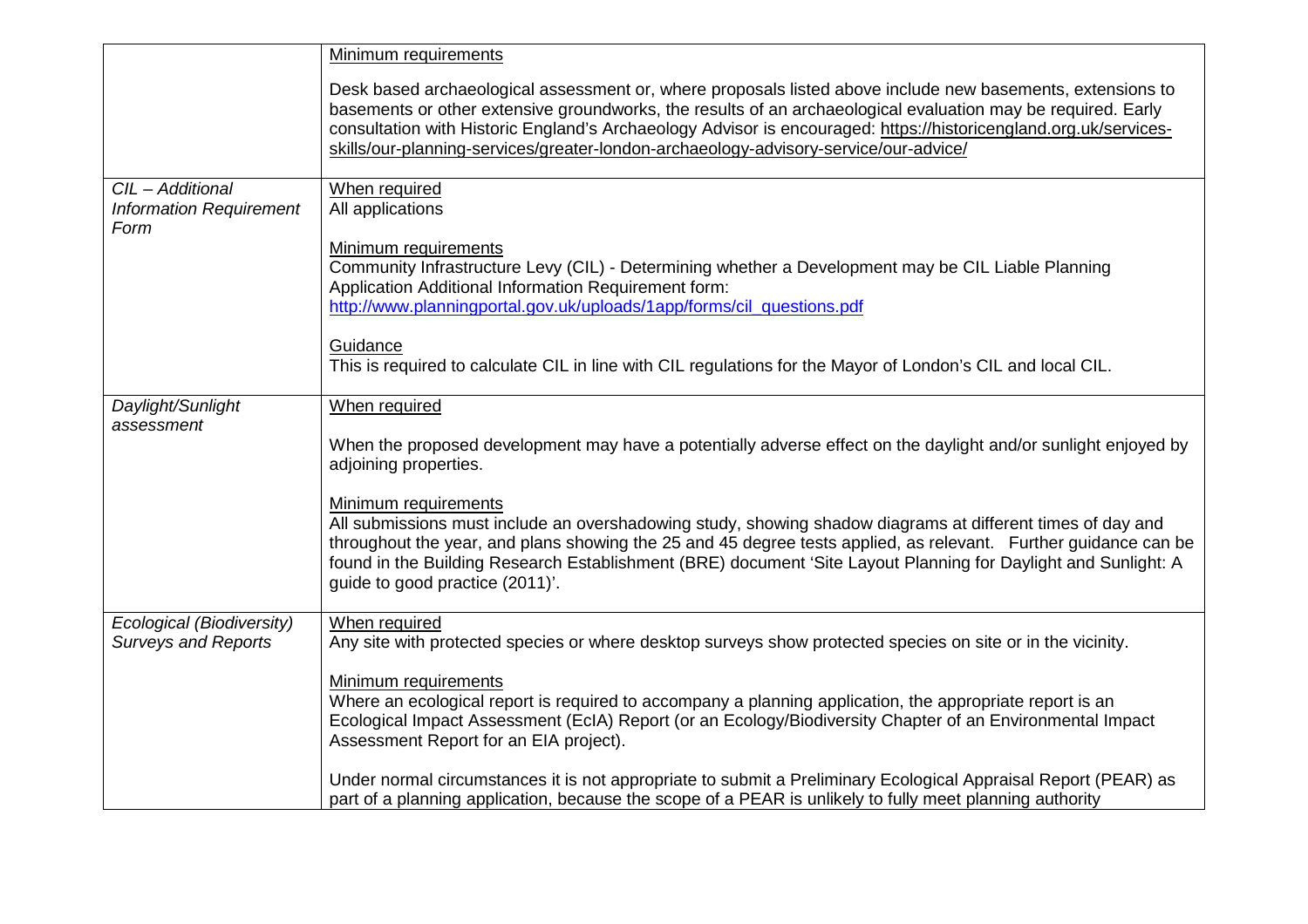| | |
|---|---|
| | Minimum requirements<br><br>Desk based archaeological assessment or, where proposals listed above include new basements, extensions to basements or other extensive groundworks, the results of an archaeological evaluation may be required. Early consultation with Historic England's Archaeology Advisor is encouraged: https://historicengland.org.uk/services-skills/our-planning-services/greater-london-archaeology-advisory-service/our-advice/ |
| *CIL – Additional Information Requirement Form* | When required<br>All applications<br><br>Minimum requirements<br>Community Infrastructure Levy (CIL) - Determining whether a Development may be CIL Liable Planning Application Additional Information Requirement form:<br>http://www.planningportal.gov.uk/uploads/1app/forms/cil_questions.pdf<br><br>Guidance<br>This is required to calculate CIL in line with CIL regulations for the Mayor of London's CIL and local CIL. |
| *Daylight/Sunlight assessment* | When required<br><br>When the proposed development may have a potentially adverse effect on the daylight and/or sunlight enjoyed by adjoining properties.<br><br>Minimum requirements<br>All submissions must include an overshadowing study, showing shadow diagrams at different times of day and throughout the year, and plans showing the 25 and 45 degree tests applied, as relevant. Further guidance can be found in the Building Research Establishment (BRE) document 'Site Layout Planning for Daylight and Sunlight: A guide to good practice (2011)'. |
| *Ecological (Biodiversity) Surveys and Reports* | When required<br>Any site with protected species or where desktop surveys show protected species on site or in the vicinity.<br><br>Minimum requirements<br>Where an ecological report is required to accompany a planning application, the appropriate report is an Ecological Impact Assessment (EcIA) Report (or an Ecology/Biodiversity Chapter of an Environmental Impact Assessment Report for an EIA project).<br><br>Under normal circumstances it is not appropriate to submit a Preliminary Ecological Appraisal Report (PEAR) as part of a planning application, because the scope of a PEAR is unlikely to fully meet planning authority |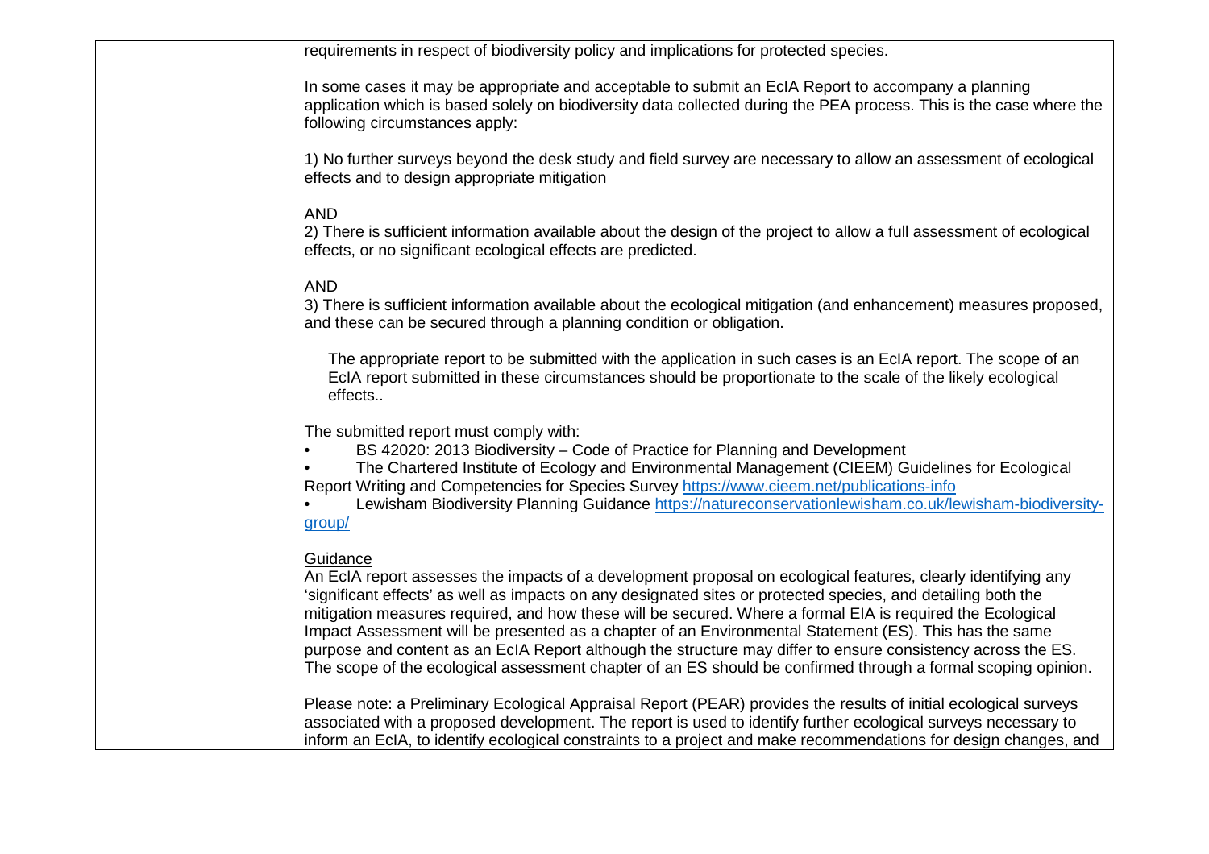| | requirements in respect of biodiversity policy and implications for protected species.<br><br>In some cases it may be appropriate and acceptable to submit an EcIA Report to accompany a planning application which is based solely on biodiversity data collected during the PEA process. This is the case where the following circumstances apply:<br><br>1) No further surveys beyond the desk study and field survey are necessary to allow an assessment of ecological effects and to design appropriate mitigation<br><br>AND<br>2) There is sufficient information available about the design of the project to allow a full assessment of ecological effects, or no significant ecological effects are predicted.<br><br>AND<br>3) There is sufficient information available about the ecological mitigation (and enhancement) measures proposed, and these can be secured through a planning condition or obligation.<br><br>The appropriate report to be submitted with the application in such cases is an EcIA report. The scope of an EcIA report submitted in these circumstances should be proportionate to the scale of the likely ecological effects..<br><br>The submitted report must comply with:<br>• BS 42020: 2013 Biodiversity – Code of Practice for Planning and Development<br>• The Chartered Institute of Ecology and Environmental Management (CIEEM) Guidelines for Ecological Report Writing and Competencies for Species Survey https://www.cieem.net/publications-info<br>• Lewisham Biodiversity Planning Guidance https://natureconservationlewisham.co.uk/lewisham-biodiversity-group/<br><br><u>Guidance</u><br>An EcIA report assesses the impacts of a development proposal on ecological features, clearly identifying any 'significant effects' as well as impacts on any designated sites or protected species, and detailing both the mitigation measures required, and how these will be secured. Where a formal EIA is required the Ecological Impact Assessment will be presented as a chapter of an Environmental Statement (ES). This has the same purpose and content as an EcIA Report although the structure may differ to ensure consistency across the ES. The scope of the ecological assessment chapter of an ES should be confirmed through a formal scoping opinion.<br><br>Please note: a Preliminary Ecological Appraisal Report (PEAR) provides the results of initial ecological surveys associated with a proposed development. The report is used to identify further ecological surveys necessary to inform an EcIA, to identify ecological constraints to a project and make recommendations for design changes, and |
|---|---|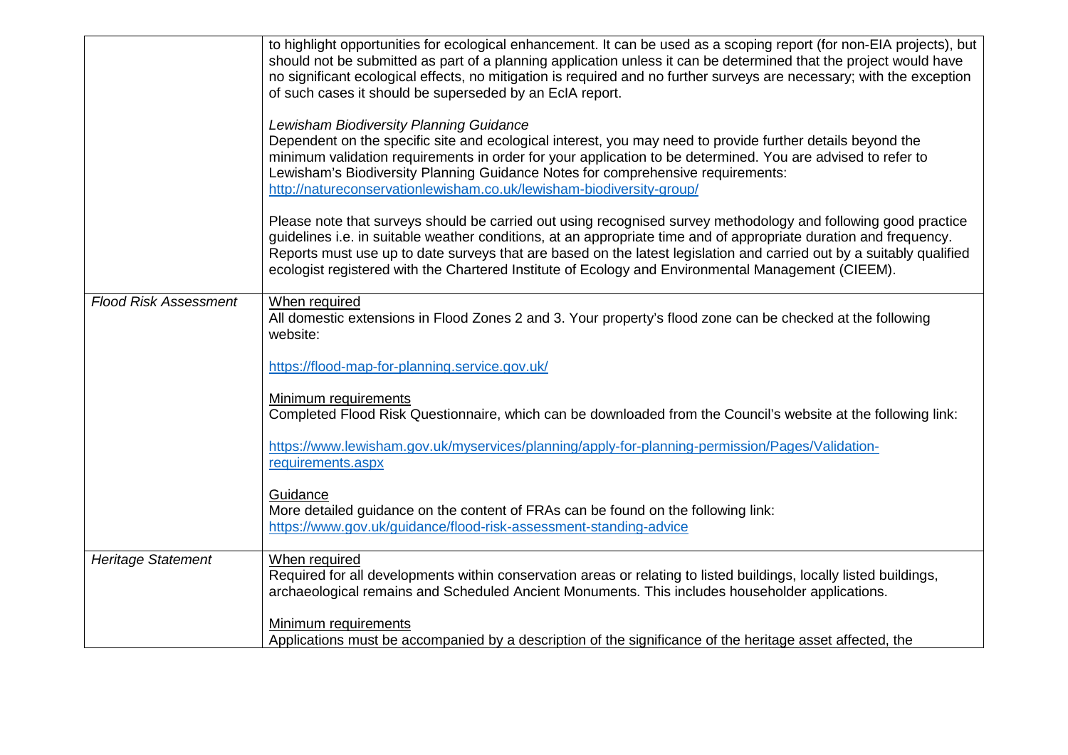| | |
|---|---|
| | to highlight opportunities for ecological enhancement. It can be used as a scoping report (for non-EIA projects), but should not be submitted as part of a planning application unless it can be determined that the project would have no significant ecological effects, no mitigation is required and no further surveys are necessary; with the exception of such cases it should be superseded by an EcIA report.<br><br>*Lewisham Biodiversity Planning Guidance*<br>Dependent on the specific site and ecological interest, you may need to provide further details beyond the minimum validation requirements in order for your application to be determined. You are advised to refer to Lewisham's Biodiversity Planning Guidance Notes for comprehensive requirements:<br>[http://natureconservationlewisham.co.uk/lewisham-biodiversity-group/](http://natureconservationlewisham.co.uk/lewisham-biodiversity-group/)<br><br>Please note that surveys should be carried out using recognised survey methodology and following good practice guidelines i.e. in suitable weather conditions, at an appropriate time and of appropriate duration and frequency. Reports must use up to date surveys that are based on the latest legislation and carried out by a suitably qualified ecologist registered with the Chartered Institute of Ecology and Environmental Management (CIEEM). |
| *Flood Risk Assessment* | <u>When required</u><br>All domestic extensions in Flood Zones 2 and 3. Your property's flood zone can be checked at the following website:<br><br>[https://flood-map-for-planning.service.gov.uk/](https://flood-map-for-planning.service.gov.uk/)<br><br><u>Minimum requirements</u><br>Completed Flood Risk Questionnaire, which can be downloaded from the Council's website at the following link:<br><br>[https://www.lewisham.gov.uk/myservices/planning/apply-for-planning-permission/Pages/Validation-requirements.aspx](https://www.lewisham.gov.uk/myservices/planning/apply-for-planning-permission/Pages/Validation-requirements.aspx)<br><br><u>Guidance</u><br>More detailed guidance on the content of FRAs can be found on the following link:<br>[https://www.gov.uk/guidance/flood-risk-assessment-standing-advice](https://www.gov.uk/guidance/flood-risk-assessment-standing-advice) |
| *Heritage Statement* | <u>When required</u><br>Required for all developments within conservation areas or relating to listed buildings, locally listed buildings, archaeological remains and Scheduled Ancient Monuments. This includes householder applications.<br><br><u>Minimum requirements</u><br>Applications must be accompanied by a description of the significance of the heritage asset affected, the |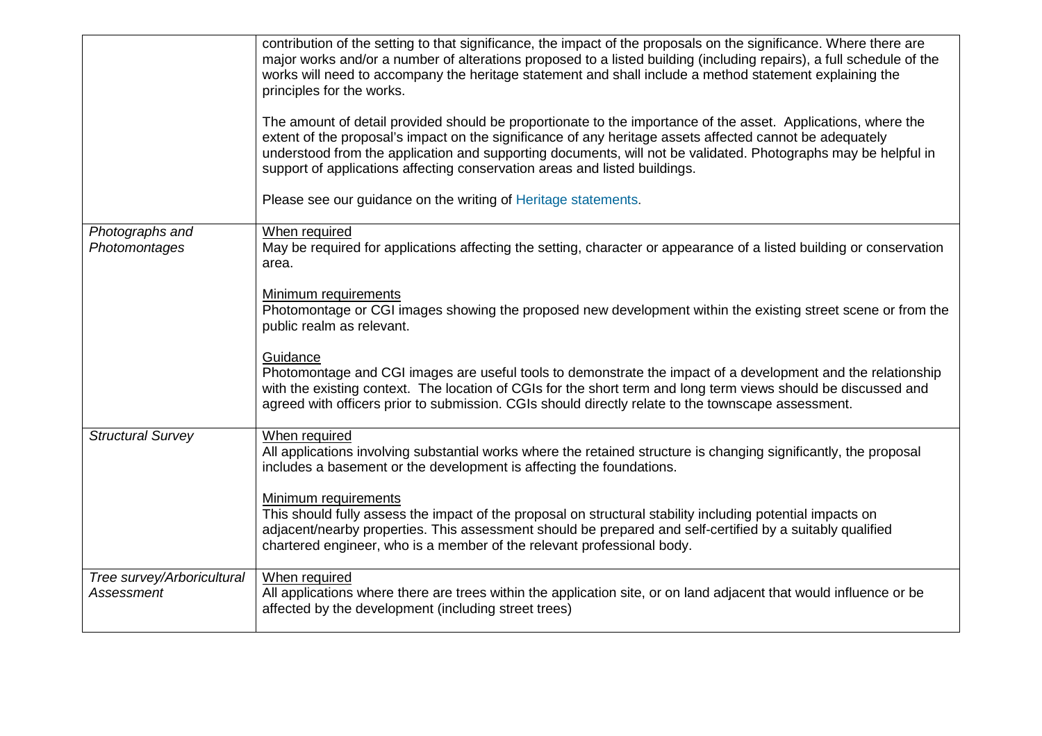| | |
|---|---|
| | contribution of the setting to that significance, the impact of the proposals on the significance. Where there are major works and/or a number of alterations proposed to a listed building (including repairs), a full schedule of the works will need to accompany the heritage statement and shall include a method statement explaining the principles for the works.<br><br>The amount of detail provided should be proportionate to the importance of the asset. Applications, where the extent of the proposal's impact on the significance of any heritage assets affected cannot be adequately understood from the application and supporting documents, will not be validated. Photographs may be helpful in support of applications affecting conservation areas and listed buildings.<br><br>Please see our guidance on the writing of Heritage statements. |
| *Photographs and Photomontages* | <u>When required</u><br>May be required for applications affecting the setting, character or appearance of a listed building or conservation area.<br><br><u>Minimum requirements</u><br>Photomontage or CGI images showing the proposed new development within the existing street scene or from the public realm as relevant.<br><br><u>Guidance</u><br>Photomontage and CGI images are useful tools to demonstrate the impact of a development and the relationship with the existing context. The location of CGIs for the short term and long term views should be discussed and agreed with officers prior to submission. CGIs should directly relate to the townscape assessment. |
| *Structural Survey* | <u>When required</u><br>All applications involving substantial works where the retained structure is changing significantly, the proposal includes a basement or the development is affecting the foundations.<br><br><u>Minimum requirements</u><br>This should fully assess the impact of the proposal on structural stability including potential impacts on adjacent/nearby properties. This assessment should be prepared and self-certified by a suitably qualified chartered engineer, who is a member of the relevant professional body. |
| *Tree survey/Arboricultural Assessment* | <u>When required</u><br>All applications where there are trees within the application site, or on land adjacent that would influence or be affected by the development (including street trees) |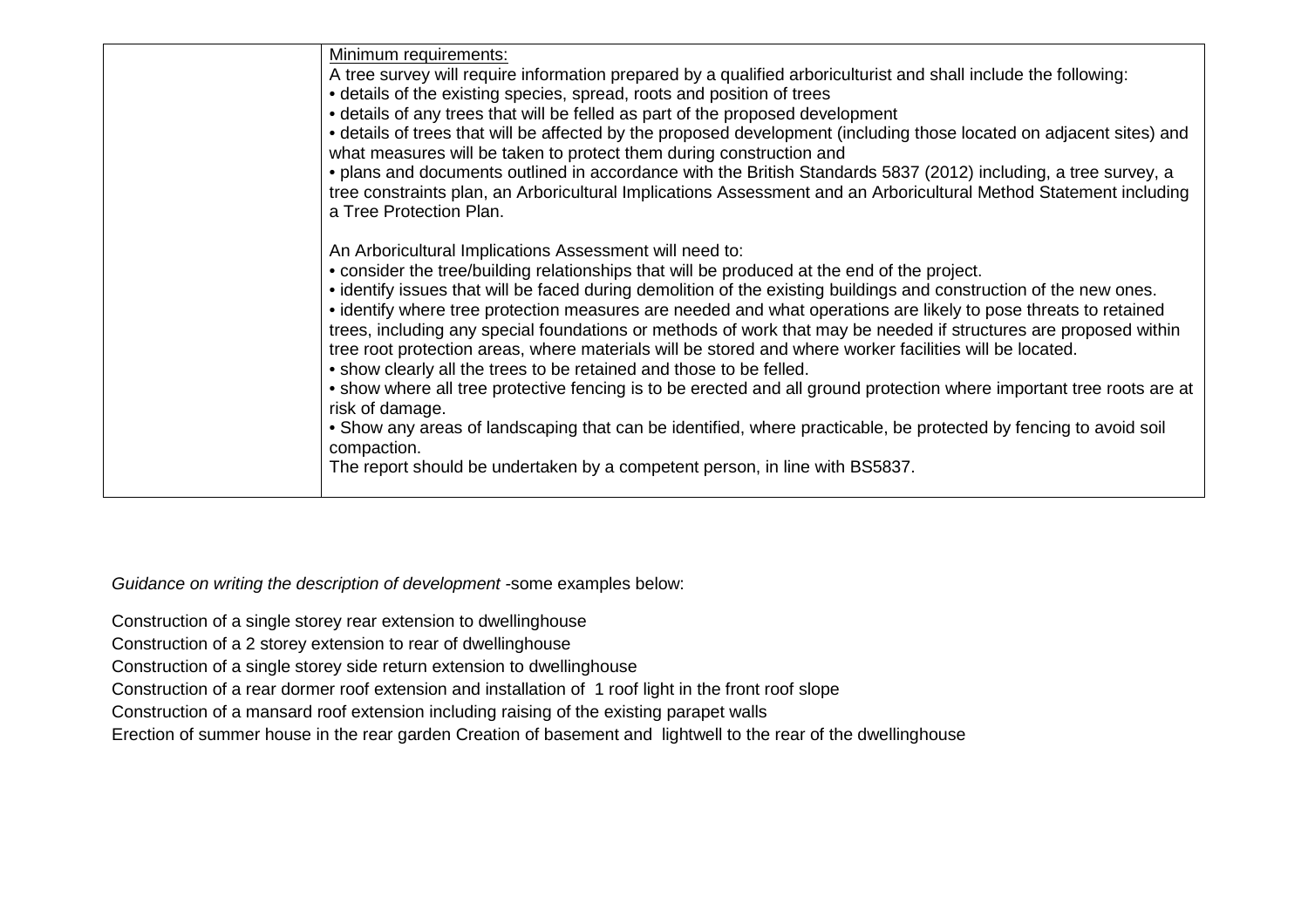| | |
|---|---|
| | <u>Minimum requirements:</u><br>A tree survey will require information prepared by a qualified arboriculturist and shall include the following:<br>• details of the existing species, spread, roots and position of trees<br>• details of any trees that will be felled as part of the proposed development<br>• details of trees that will be affected by the proposed development (including those located on adjacent sites) and what measures will be taken to protect them during construction and<br>• plans and documents outlined in accordance with the British Standards 5837 (2012) including, a tree survey, a tree constraints plan, an Arboricultural Implications Assessment and an Arboricultural Method Statement including a Tree Protection Plan.<br><br>An Arboricultural Implications Assessment will need to:<br>• consider the tree/building relationships that will be produced at the end of the project.<br>• identify issues that will be faced during demolition of the existing buildings and construction of the new ones.<br>• identify where tree protection measures are needed and what operations are likely to pose threats to retained trees, including any special foundations or methods of work that may be needed if structures are proposed within tree root protection areas, where materials will be stored and where worker facilities will be located.<br>• show clearly all the trees to be retained and those to be felled.<br>• show where all tree protective fencing is to be erected and all ground protection where important tree roots are at risk of damage.<br>• Show any areas of landscaping that can be identified, where practicable, be protected by fencing to avoid soil compaction.<br>The report should be undertaken by a competent person, in line with BS5837. |

*Guidance on writing the description of development* -some examples below:

Construction of a single storey rear extension to dwellinghouse

Construction of a 2 storey extension to rear of dwellinghouse

Construction of a single storey side return extension to dwellinghouse

Construction of a rear dormer roof extension and installation of 1 roof light in the front roof slope

Construction of a mansard roof extension including raising of the existing parapet walls

Erection of summer house in the rear garden Creation of basement and lightwell to the rear of the dwellinghouse